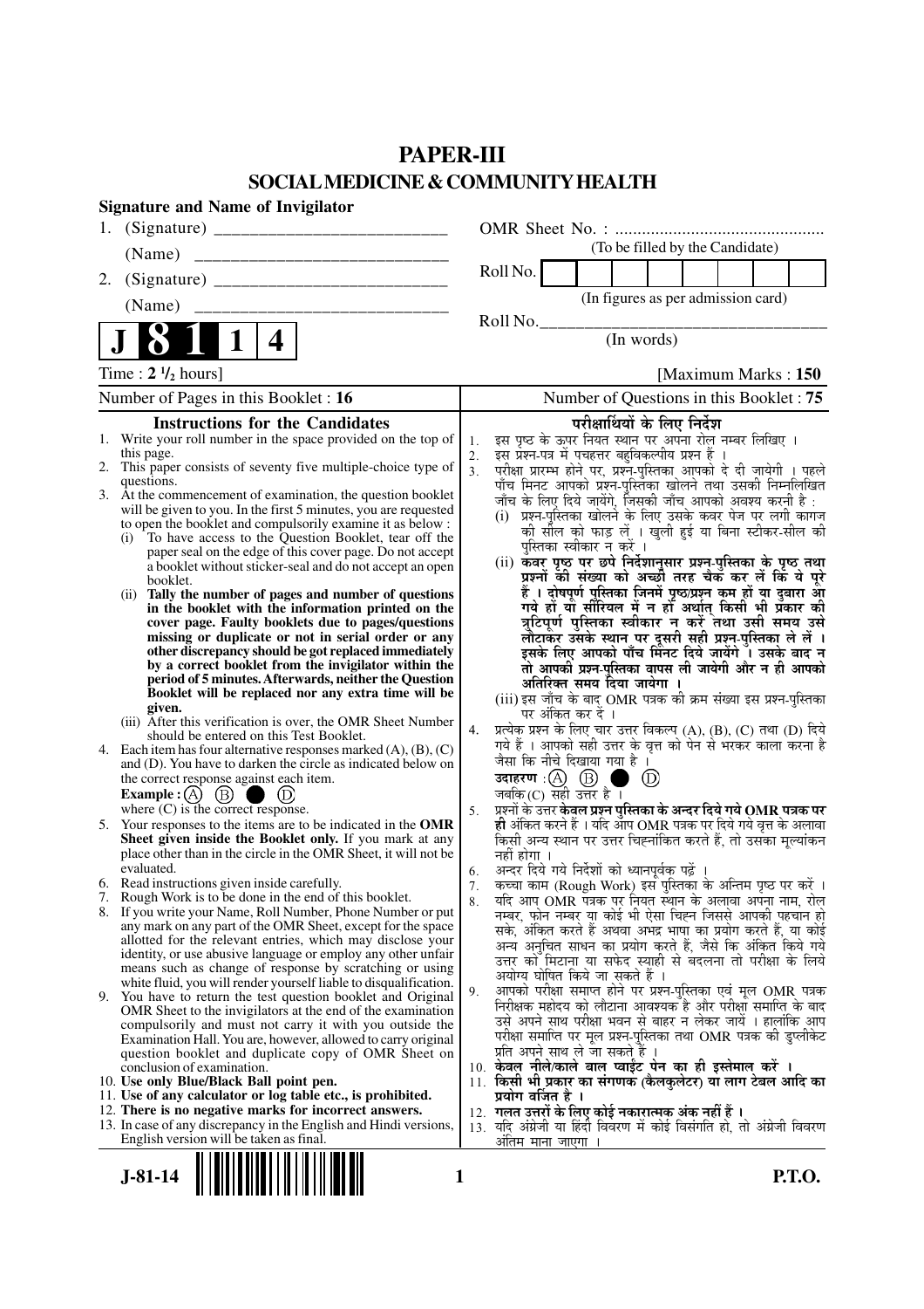# PAPER-III

## SOCIAL MEDICINE & COMMUNITY HEALTH

**Signature and Name of Invigilator**

1. (Signature) __________________________

   (Name) __________________________

2. (Signature) __________________________

   (Name) __________________________

OMR Sheet No. : ...............................................

(To be filled by the Candidate)

Roll No. [ ] [ ] [ ] [ ] [ ] [ ] [ ] [ ]

(In figures as per admission card)

Roll No.________________________________

(In words)

**J 8 1 1 4**

Time : **2 ½ hours]** **[Maximum Marks : 150**

Number of Pages in this Booklet : 16

Number of Questions in this Booklet : 75

### Instructions for the Candidates

1. Write your roll number in the space provided on the top of this page.
2. This paper consists of seventy five multiple-choice type of questions.
3. At the commencement of examination, the question booklet will be given to you. In the first 5 minutes, you are requested to open the booklet and compulsorily examine it as below :
   - (i) To have access to the Question Booklet, tear off the paper seal on the edge of this cover page. Do not accept a booklet without sticker-seal and do not accept an open booklet.
   - (ii) **Tally the number of pages and number of questions in the booklet with the information printed on the cover page. Faulty booklets due to pages/questions missing or duplicate or not in serial order or any other discrepancy should be got replaced immediately by a correct booklet from the invigilator within the period of 5 minutes. Afterwards, neither the Question Booklet will be replaced nor any extra time will be given.**
   - (iii) After this verification is over, the OMR Sheet Number should be entered on this Test Booklet.
4. Each item has four alternative responses marked (A), (B), (C) and (D). You have to darken the circle as indicated below on the correct response against each item.
   **Example :** (A) (B) ● (D)
   where (C) is the correct response.
5. Your responses to the items are to be indicated in the **OMR Sheet given inside the Booklet only.** If you mark at any place other than in the circle in the OMR Sheet, it will not be evaluated.
6. Read instructions given inside carefully.
7. Rough Work is to be done in the end of this booklet.
8. If you write your Name, Roll Number, Phone Number or put any mark on any part of the OMR Sheet, except for the space allotted for the relevant entries, which may disclose your identity, or use abusive language or employ any other unfair means such as change of response by scratching or using white fluid, you will render yourself liable to disqualification.
9. You have to return the test question booklet and Original OMR Sheet to the invigilators at the end of the examination compulsorily and must not carry it with you outside the Examination Hall. You are, however, allowed to carry original question booklet and duplicate copy of OMR Sheet on conclusion of examination.
10. **Use only Blue/Black Ball point pen.**
11. **Use of any calculator or log table etc., is prohibited.**
12. **There is no negative marks for incorrect answers.**
13. In case of any discrepancy in the English and Hindi versions, English version will be taken as final.

### परीक्षार्थियों के लिए निर्देश

1. इस पृष्ठ के ऊपर नियत स्थान पर अपना रोल नम्बर लिखिए ।
2. इस प्रश्न-पत्र में पचहत्तर बहुविकल्पीय प्रश्न हैं ।
3. परीक्षा प्रारम्भ होने पर, प्रश्न-पुस्तिका आपको दे दी जायेगी । पहले पाँच मिनट आपको प्रश्न-पुस्तिका खोलने तथा उसकी निम्नलिखित जाँच के लिए दिये जायेंगे, जिसकी जाँच आपको अवश्य करनी है :
   - (i) प्रश्न-पुस्तिका खोलने के लिए उसके कवर पेज पर लगी कागज की सील को फाड़ लें । खुली हुई या बिना स्टीकर-सील की पुस्तिका स्वीकार न करें ।
   - (ii) **कवर पृष्ठ पर छपे निर्देशानुसार प्रश्न-पुस्तिका के पृष्ठ तथा प्रश्नों की संख्या को अच्छी तरह चैक कर लें कि ये पूरे हैं । दोषपूर्ण पुस्तिका जिनमें पृष्ठ/प्रश्न कम हों या दुबारा आ गये हों या सीरियल में न हों अर्थात् किसी भी प्रकार की त्रुटिपूर्ण पुस्तिका स्वीकार न करें तथा उसी समय उसे लौटाकर उसके स्थान पर दूसरी सही प्रश्न-पुस्तिका ले लें । इसके लिए आपको पाँच मिनट दिये जायेंगे । उसके बाद न तो आपकी प्रश्न-पुस्तिका वापस ली जायेगी और न ही आपको अतिरिक्त समय दिया जायेगा ।**
   - (iii) इस जाँच के बाद OMR पत्रक की क्रम संख्या इस प्रश्न-पुस्तिका पर अंकित कर दें ।
4. प्रत्येक प्रश्न के लिए चार उत्तर विकल्प (A), (B), (C) तथा (D) दिये गये हैं । आपको सही उत्तर के वृत्त को पेन से भरकर काला करना है जैसा कि नीचे दिखाया गया है ।
   **उदाहरण :** (A) (B) ● (D)
   जबकि (C) सही उत्तर है ।
5. प्रश्नों के उत्तर **केवल प्रश्न पुस्तिका के अन्दर दिये गये OMR पत्रक पर ही** अंकित करने हैं । यदि आप OMR पत्रक पर दिये गये वृत्त के अलावा किसी अन्य स्थान पर उत्तर चिह्नांकित करते हैं, तो उसका मूल्यांकन नहीं होगा ।
6. अन्दर दिये गये निर्देशों को ध्यानपूर्वक पढ़ें ।
7. कच्चा काम (Rough Work) इस पुस्तिका के अन्तिम पृष्ठ पर करें ।
8. यदि आप OMR पत्रक पर नियत स्थान के अलावा अपना नाम, रोल नम्बर, फोन नम्बर या कोई भी ऐसा चिह्न जिससे आपकी पहचान हो सके, अंकित करते हैं अथवा अभद्र भाषा का प्रयोग करते हैं, या कोई अन्य अनुचित साधन का प्रयोग करते हैं, जैसे कि अंकित किये गये उत्तर को मिटाना या सफेद स्याही से बदलना तो परीक्षा के लिये अयोग्य घोषित किये जा सकते हैं ।
9. आपको परीक्षा समाप्त होने पर प्रश्न-पुस्तिका एवं मूल OMR पत्रक निरीक्षक महोदय को लौटाना आवश्यक है और परीक्षा समाप्ति के बाद उसे अपने साथ परीक्षा भवन से बाहर न लेकर जायें । हालांकि आप परीक्षा समाप्ति पर मूल प्रश्न-पुस्तिका तथा OMR पत्रक की डुप्लीकेट प्रति अपने साथ ले जा सकते हैं ।
10. **केवल नीले/काले बाल प्वाईंट पेन का ही इस्तेमाल करें ।**
11. **किसी भी प्रकार का संगणक (कैलकुलेटर) या लाग टेबल आदि का प्रयोग वर्जित है ।**
12. **गलत उत्तरों के लिए कोई नकारात्मक अंक नहीं हैं ।**
13. यदि अंग्रेजी या हिंदी विवरण में कोई विसंगति हो, तो अंग्रेजी विवरण अंतिम माना जाएगा ।

**J-81-14** **P.T.O.**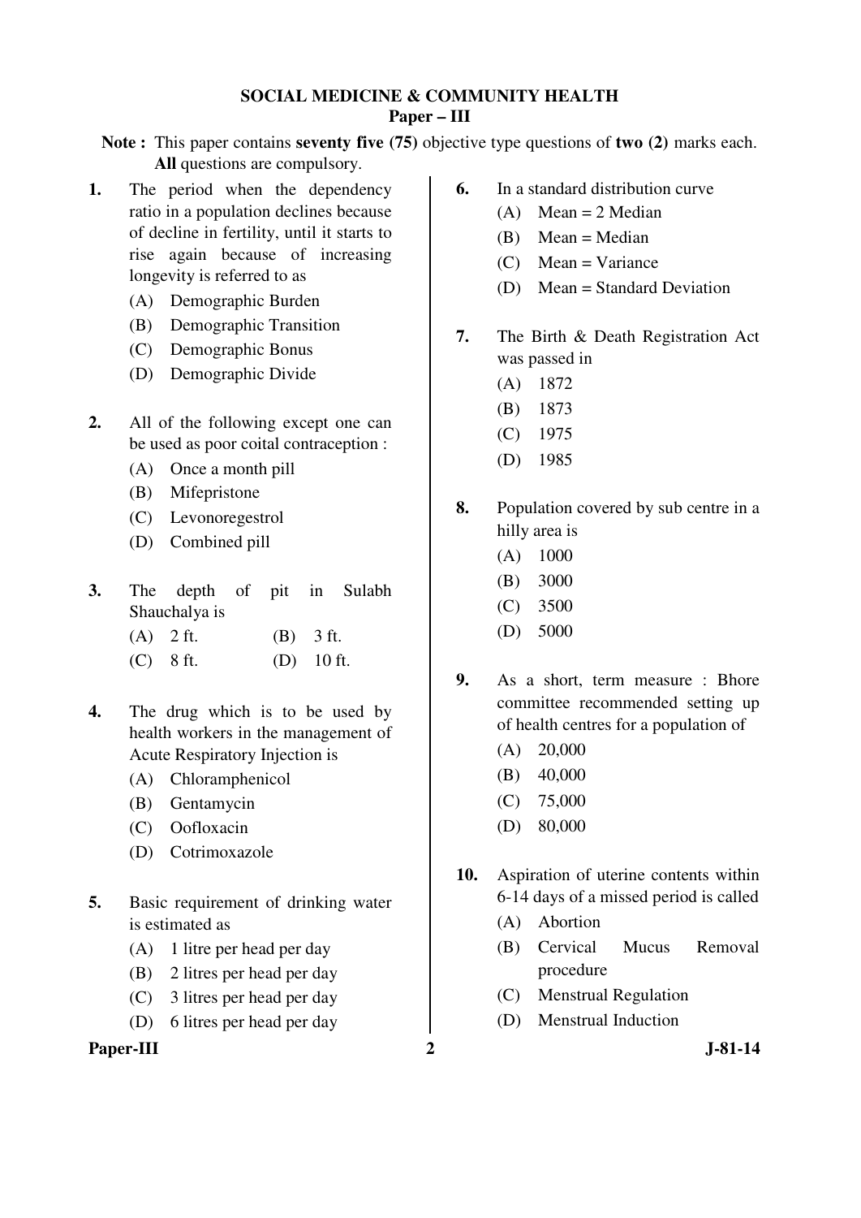## SOCIAL MEDICINE & COMMUNITY HEALTH

### Paper – III

**Note :** This paper contains **seventy five (75)** objective type questions of **two (2)** marks each. **All** questions are compulsory.

**1.** The period when the dependency ratio in a population declines because of decline in fertility, until it starts to rise again because of increasing longevity is referred to as

(A) Demographic Burden
(B) Demographic Transition
(C) Demographic Bonus
(D) Demographic Divide

**2.** All of the following except one can be used as poor coital contraception :

(A) Once a month pill
(B) Mifepristone
(C) Levonoregestrol
(D) Combined pill

**3.** The depth of pit in Sulabh Shauchalya is

(A) 2 ft.
(B) 3 ft.
(C) 8 ft.
(D) 10 ft.

**4.** The drug which is to be used by health workers in the management of Acute Respiratory Injection is

(A) Chloramphenicol
(B) Gentamycin
(C) Oofloxacin
(D) Cotrimoxazole

**5.** Basic requirement of drinking water is estimated as

(A) 1 litre per head per day
(B) 2 litres per head per day
(C) 3 litres per head per day
(D) 6 litres per head per day

**6.** In a standard distribution curve

(A) Mean = 2 Median
(B) Mean = Median
(C) Mean = Variance
(D) Mean = Standard Deviation

**7.** The Birth & Death Registration Act was passed in

(A) 1872
(B) 1873
(C) 1975
(D) 1985

**8.** Population covered by sub centre in a hilly area is

(A) 1000
(B) 3000
(C) 3500
(D) 5000

**9.** As a short, term measure : Bhore committee recommended setting up of health centres for a population of

(A) 20,000
(B) 40,000
(C) 75,000
(D) 80,000

**10.** Aspiration of uterine contents within 6-14 days of a missed period is called

(A) Abortion
(B) Cervical Mucus Removal procedure
(C) Menstrual Regulation
(D) Menstrual Induction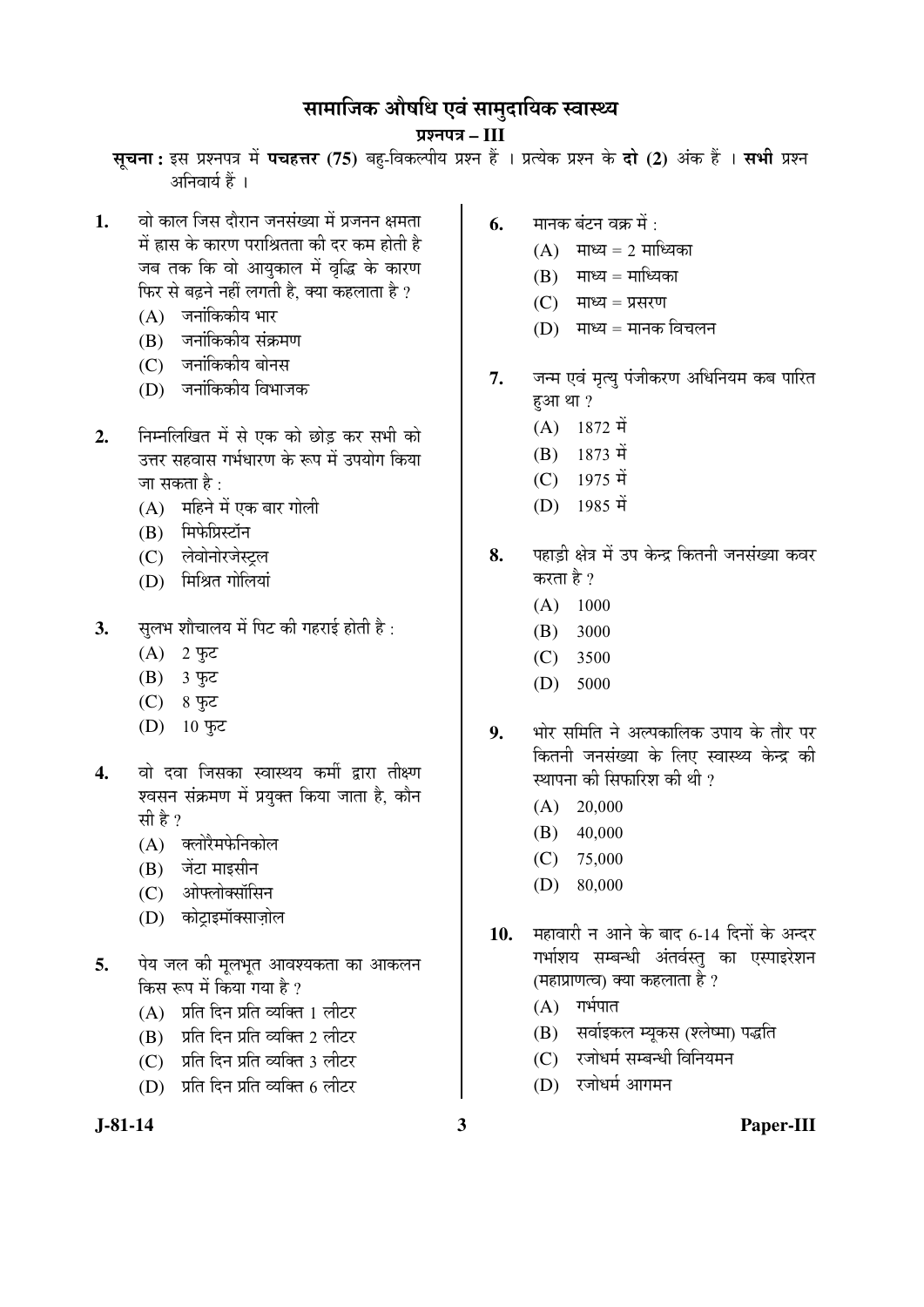# सामाजिक औषधि एवं सामुदायिक स्वास्थ्य

## प्रश्नपत्र – III

**सूचना :** इस प्रश्नपत्र में **पचहत्तर (75)** बहु-विकल्पीय प्रश्न हैं । प्रत्येक प्रश्न के **दो (2)** अंक हैं । **सभी** प्रश्न अनिवार्य हैं ।

**1.** वो काल जिस दौरान जनसंख्या में प्रजनन क्षमता में ह्रास के कारण पराश्रितता की दर कम होती है जब तक कि वो आयुकाल में वृद्धि के कारण फिर से बढ़ने नहीं लगती है, क्या कहलाता है ?

(A) जनांकिकीय भार
(B) जनांकिकीय संक्रमण
(C) जनांकिकीय बोनस
(D) जनांकिकीय विभाजक

**2.** निम्नलिखित में से एक को छोड़ कर सभी को उत्तर सहवास गर्भधारण के रूप में उपयोग किया जा सकता है :

(A) महिने में एक बार गोली
(B) मिफेप्रिस्टॉन
(C) लेवोनोरजेस्ट्रल
(D) मिश्रित गोलियां

**3.** सुलभ शौचालय में पिट की गहराई होती है :

(A) 2 फुट
(B) 3 फुट
(C) 8 फुट
(D) 10 फुट

**4.** वो दवा जिसका स्वास्थ्य कर्मी द्वारा तीक्ष्ण श्वसन संक्रमण में प्रयुक्त किया जाता है, कौन सी है ?

(A) क्लोरैमफेनिकोल
(B) जेंटा माइसीन
(C) ओफ्लोक्सॉसिन
(D) कोट्राइमॉक्साज़ोल

**5.** पेय जल की मूलभूत आवश्यकता का आकलन किस रूप में किया गया है ?

(A) प्रति दिन प्रति व्यक्ति 1 लीटर
(B) प्रति दिन प्रति व्यक्ति 2 लीटर
(C) प्रति दिन प्रति व्यक्ति 3 लीटर
(D) प्रति दिन प्रति व्यक्ति 6 लीटर

**6.** मानक बंटन वक्र में :

(A) माध्य = 2 माध्यिका
(B) माध्य = माध्यिका
(C) माध्य = प्रसरण
(D) माध्य = मानक विचलन

**7.** जन्म एवं मृत्यु पंजीकरण अधिनियम कब पारित हुआ था ?

(A) 1872 में
(B) 1873 में
(C) 1975 में
(D) 1985 में

**8.** पहाड़ी क्षेत्र में उप केन्द्र कितनी जनसंख्या कवर करता है ?

(A) 1000
(B) 3000
(C) 3500
(D) 5000

**9.** भोर समिति ने अल्पकालिक उपाय के तौर पर कितनी जनसंख्या के लिए स्वास्थ्य केन्द्र की स्थापना की सिफारिश की थी ?

(A) 20,000
(B) 40,000
(C) 75,000
(D) 80,000

**10.** महावारी न आने के बाद 6-14 दिनों के अन्दर गर्भाशय सम्बन्धी अंतर्वस्तु का एस्पाइरेशन (महाप्राणत्व) क्या कहलाता है ?

(A) गर्भपात
(B) सर्वाइकल म्यूकस (श्लेष्मा) पद्धति
(C) रजोधर्म सम्बन्धी विनियमन
(D) रजोधर्म आगमन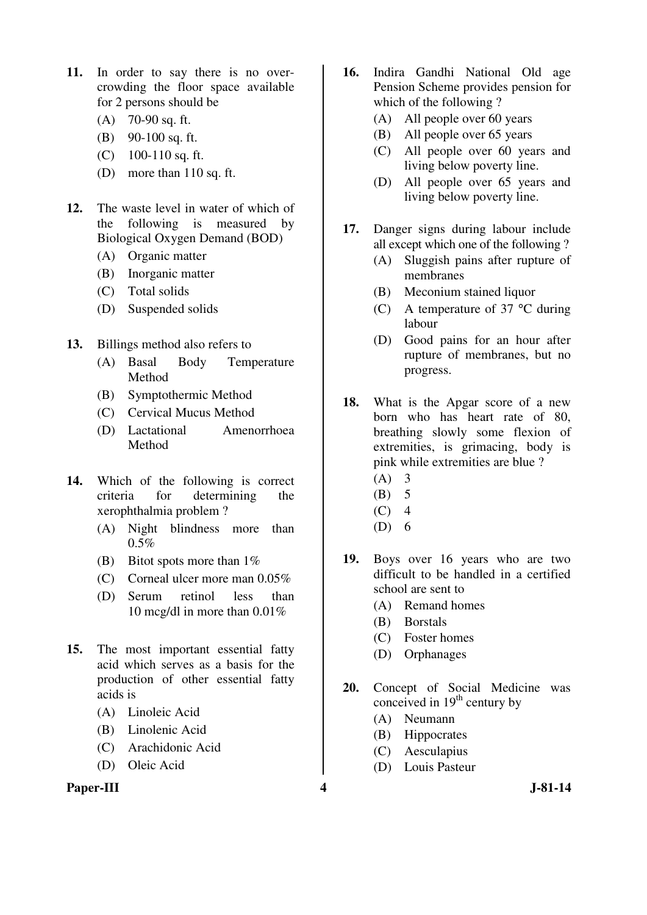**11.** In order to say there is no over-crowding the floor space available for 2 persons should be

(A) 70-90 sq. ft.
(B) 90-100 sq. ft.
(C) 100-110 sq. ft.
(D) more than 110 sq. ft.

**12.** The waste level in water of which of the following is measured by Biological Oxygen Demand (BOD)

(A) Organic matter
(B) Inorganic matter
(C) Total solids
(D) Suspended solids

**13.** Billings method also refers to

(A) Basal Body Temperature Method
(B) Symptothermic Method
(C) Cervical Mucus Method
(D) Lactational Amenorrhoea Method

**14.** Which of the following is correct criteria for determining the xerophthalmia problem ?

(A) Night blindness more than 0.5%
(B) Bitot spots more than 1%
(C) Corneal ulcer more man 0.05%
(D) Serum retinol less than 10 mcg/dl in more than 0.01%

**15.** The most important essential fatty acid which serves as a basis for the production of other essential fatty acids is

(A) Linoleic Acid
(B) Linolenic Acid
(C) Arachidonic Acid
(D) Oleic Acid

**16.** Indira Gandhi National Old age Pension Scheme provides pension for which of the following ?

(A) All people over 60 years
(B) All people over 65 years
(C) All people over 60 years and living below poverty line.
(D) All people over 65 years and living below poverty line.

**17.** Danger signs during labour include all except which one of the following ?

(A) Sluggish pains after rupture of membranes
(B) Meconium stained liquor
(C) A temperature of 37 °C during labour
(D) Good pains for an hour after rupture of membranes, but no progress.

**18.** What is the Apgar score of a new born who has heart rate of 80, breathing slowly some flexion of extremities, is grimacing, body is pink while extremities are blue ?

(A) 3
(B) 5
(C) 4
(D) 6

**19.** Boys over 16 years who are two difficult to be handled in a certified school are sent to

(A) Remand homes
(B) Borstals
(C) Foster homes
(D) Orphanages

**20.** Concept of Social Medicine was conceived in 19th century by

(A) Neumann
(B) Hippocrates
(C) Aesculapius
(D) Louis Pasteur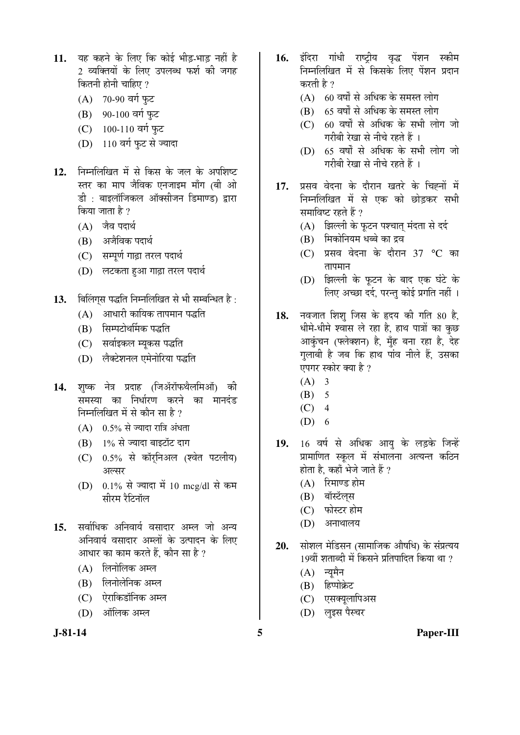11. यह कहने के लिए कि कोई भीड़-भाड़ नहीं है 2 व्यक्तियों के लिए उपलब्ध फर्श की जगह कितनी होनी चाहिए ?
   - (A) 70-90 वर्ग फुट
   - (B) 90-100 वर्ग फुट
   - (C) 100-110 वर्ग फुट
   - (D) 110 वर्ग फुट से ज्यादा

12. निम्नलिखित में से किस के जल के अपशिष्ट स्तर का माप जैविक एनजाइम माँग (बी ओ डी : बाइलॉजिकल ऑक्सीजन डिमाण्ड) द्वारा किया जाता है ?
   - (A) जैव पदार्थ
   - (B) अजैविक पदार्थ
   - (C) सम्पूर्ण गाढ़ा तरल पदार्थ
   - (D) लटकता हुआ गाढ़ा तरल पदार्थ

13. बिलिंग्स पद्धति निम्नलिखित से भी सम्बन्धित है :
   - (A) आधारी कायिक तापमान पद्धति
   - (B) सिम्पटोथर्मिक पद्धति
   - (C) सर्वाइकल म्यूकस पद्धति
   - (D) लैक्टेशनल एमेनोरिया पद्धति

14. शुष्क नेत्र प्रदाह (जिरॉफथैलमिऑ) की समस्या का निर्धारण करने का मानदंड निम्नलिखित में से कौन सा है ?
   - (A) 0.5% से ज्यादा रात्रि अंधता
   - (B) 1% से ज्यादा बाइटॉट दाग
   - (C) 0.5% से कॉर्नअल (श्वेत पटलीय) अल्सर
   - (D) 0.1% से ज्यादा में 10 mcg/dl से कम सीरम रैटिनॉल

15. सर्वाधिक अनिवार्य वसादार अम्ल जो अन्य अनिवार्य वसादार अम्लों के उत्पादन के लिए आधार का काम करते हैं, कौन सा है ?
   - (A) लिनोलिक अम्ल
   - (B) लिनोलेनिक अम्ल
   - (C) ऐराकिडॉनिक अम्ल
   - (D) ऑलिक अम्ल

16. इंदिरा गांधी राष्ट्रीय वृद्ध पेंशन स्कीम निम्नलिखित में से किसके लिए पेंशन प्रदान करती है ?
   - (A) 60 वर्षों से अधिक के समस्त लोग
   - (B) 65 वर्षों से अधिक के समस्त लोग
   - (C) 60 वर्षों से अधिक के सभी लोग जो गरीबी रेखा से नीचे रहते हैं ।
   - (D) 65 वर्षों से अधिक के सभी लोग जो गरीबी रेखा से नीचे रहते हैं ।

17. प्रसव वेदना के दौरान खतरे के चिह्नों में निम्नलिखित में से एक को छोड़कर सभी समाविष्ट रहते हैं ?
   - (A) झिल्ली के फूटन पश्चात् मंदता से दर्द
   - (B) मिकोनियम धब्बे का द्रव
   - (C) प्रसव वेदना के दौरान 37 °C का तापमान
   - (D) झिल्ली के फूटन के बाद एक घंटे के लिए अच्छा दर्द, परन्तु कोई प्रगति नहीं ।

18. नवजात शिशु जिस के हृदय की गति 80 है, धीमे-धीमे श्वास ले रहा है, हाथ पात्रों का कुछ आकुंचन (फ्लेक्शन) है, मुँह बना रहा है, देह गुलाबी है जब कि हाथ पांव नीले हैं, उसका एपगर स्कोर क्या है ?
   - (A) 3
   - (B) 5
   - (C) 4
   - (D) 6

19. 16 वर्ष से अधिक आयु के लड़के जिन्हें प्रमाणित स्कूल में संभालना अत्यन्त कठिन होता है, कहाँ भेजे जाते हैं ?
   - (A) रिमाण्ड होम
   - (B) बॉर्स्टल्स
   - (C) फोस्टर होम
   - (D) अनाथालय

20. सोशल मेडिसन (सामाजिक औषधि) के संप्रत्यय 19वीं शताब्दी में किसने प्रतिपादित किया था ?
   - (A) न्यूमैन
   - (B) हिप्पोक्रेट
   - (C) एसक्यूलापिअस
   - (D) लुइस पैस्चर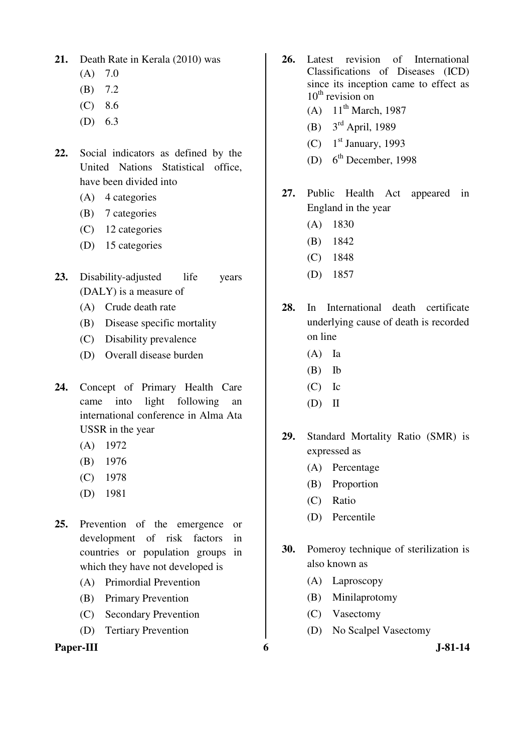**21.** Death Rate in Kerala (2010) was

(A) 7.0

(B) 7.2

(C) 8.6

(D) 6.3

**22.** Social indicators as defined by the United Nations Statistical office, have been divided into

(A) 4 categories

(B) 7 categories

(C) 12 categories

(D) 15 categories

**23.** Disability-adjusted life years (DALY) is a measure of

(A) Crude death rate

(B) Disease specific mortality

(C) Disability prevalence

(D) Overall disease burden

**24.** Concept of Primary Health Care came into light following an international conference in Alma Ata USSR in the year

(A) 1972

(B) 1976

(C) 1978

(D) 1981

**25.** Prevention of the emergence or development of risk factors in countries or population groups in which they have not developed is

(A) Primordial Prevention

(B) Primary Prevention

(C) Secondary Prevention

(D) Tertiary Prevention

**26.** Latest revision of International Classifications of Diseases (ICD) since its inception came to effect as 10th revision on

(A) 11th March, 1987

(B) 3rd April, 1989

(C) 1st January, 1993

(D) 6th December, 1998

**27.** Public Health Act appeared in England in the year

(A) 1830

(B) 1842

(C) 1848

(D) 1857

**28.** In International death certificate underlying cause of death is recorded on line

(A) Ia

(B) Ib

(C) Ic

(D) II

**29.** Standard Mortality Ratio (SMR) is expressed as

(A) Percentage

(B) Proportion

(C) Ratio

(D) Percentile

**30.** Pomeroy technique of sterilization is also known as

(A) Laproscopy

(B) Minilaprotomy

(C) Vasectomy

(D) No Scalpel Vasectomy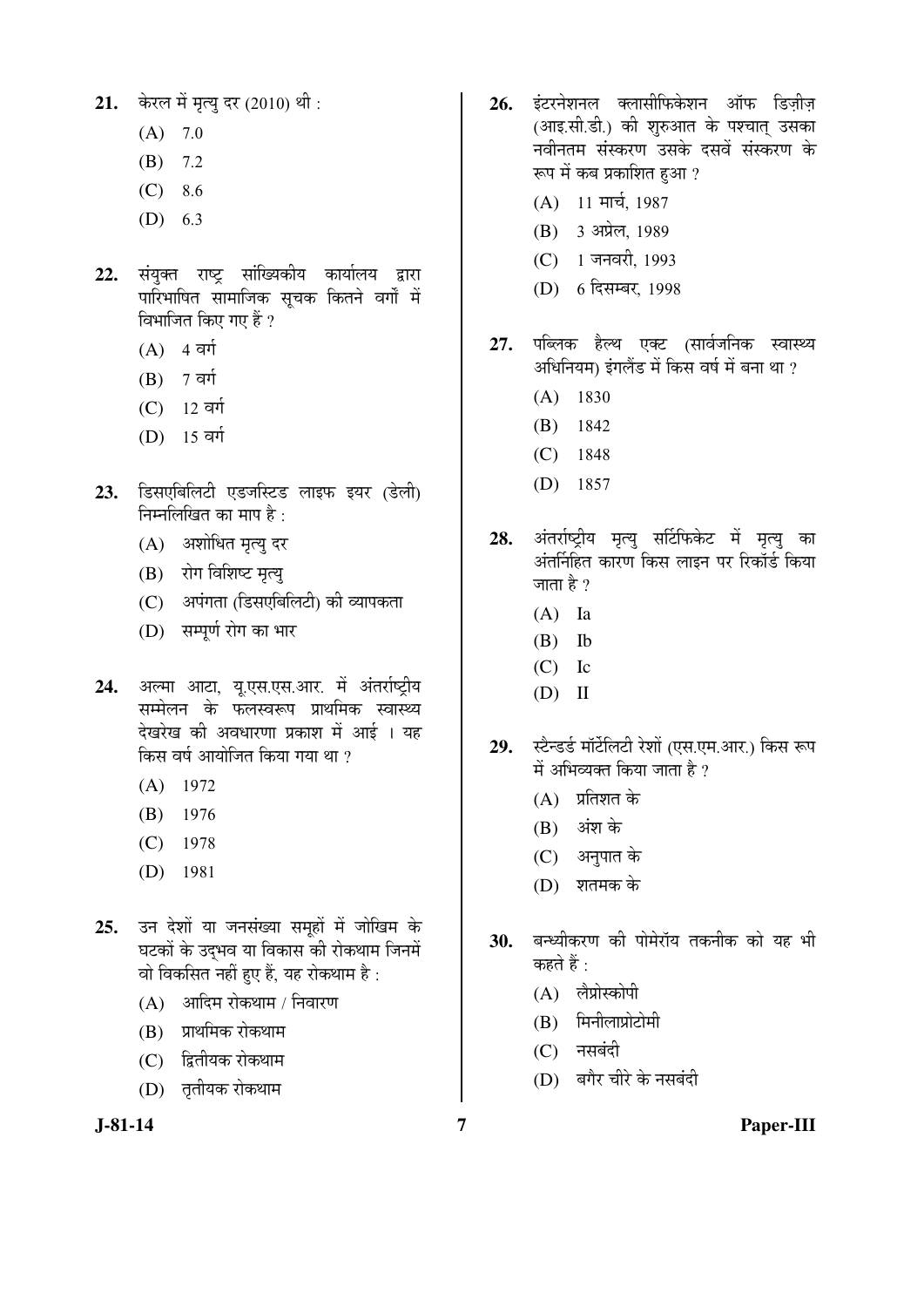21. केरल में मृत्यु दर (2010) थी :

   (A) 7.0

   (B) 7.2

   (C) 8.6

   (D) 6.3

22. संयुक्त राष्ट्र सांख्यिकीय कार्यालय द्वारा पारिभाषित सामाजिक सूचक कितने वर्गों में विभाजित किए गए हैं ?

   (A) 4 वर्ग

   (B) 7 वर्ग

   (C) 12 वर्ग

   (D) 15 वर्ग

23. डिसएबिलिटी एडजस्टिड लाइफ इयर (डेली) निम्नलिखित का माप है :

   (A) अशोधित मृत्यु दर

   (B) रोग विशिष्ट मृत्यु

   (C) अपंगता (डिसएबिलिटी) की व्यापकता

   (D) सम्पूर्ण रोग का भार

24. अल्मा आटा, यू.एस.एस.आर. में अंतर्राष्ट्रीय सम्मेलन के फलस्वरूप प्राथमिक स्वास्थ्य देखरेख की अवधारणा प्रकाश में आई । यह किस वर्ष आयोजित किया गया था ?

   (A) 1972

   (B) 1976

   (C) 1978

   (D) 1981

25. उन देशों या जनसंख्या समूहों में जोखिम के घटकों के उद्भव या विकास की रोकथाम जिनमें वो विकसित नहीं हुए हैं, यह रोकथाम है :

   (A) आदिम रोकथाम / निवारण

   (B) प्राथमिक रोकथाम

   (C) द्वितीयक रोकथाम

   (D) तृतीयक रोकथाम

26. इंटरनेशनल क्लासीफिकेशन ऑफ डिज़ीज़ (आइ.सी.डी.) की शुरुआत के पश्चात् उसका नवीनतम संस्करण उसके दसवें संस्करण के रूप में कब प्रकाशित हुआ ?

   (A) 11 मार्च, 1987

   (B) 3 अप्रेल, 1989

   (C) 1 जनवरी, 1993

   (D) 6 दिसम्बर, 1998

27. पब्लिक हैल्थ एक्ट (सार्वजनिक स्वास्थ्य अधिनियम) इंगलैंड में किस वर्ष में बना था ?

   (A) 1830

   (B) 1842

   (C) 1848

   (D) 1857

28. अंतर्राष्ट्रीय मृत्यु सर्टिफिकेट में मृत्यु का अंतर्निहित कारण किस लाइन पर रिकॉर्ड किया जाता है ?

   (A) Ia

   (B) Ib

   (C) Ic

   (D) II

29. स्टैन्डर्ड मॉर्टेलिटी रेशों (एस.एम.आर.) किस रूप में अभिव्यक्त किया जाता है ?

   (A) प्रतिशत के

   (B) अंश के

   (C) अनुपात के

   (D) शतमक के

30. बन्ध्यीकरण की पोमेरॉय तकनीक को यह भी कहते हैं :

   (A) लैप्रोस्कोपी

   (B) मिनीलाप्रोटोमी

   (C) नसबंदी

   (D) बगैर चीरे के नसबंदी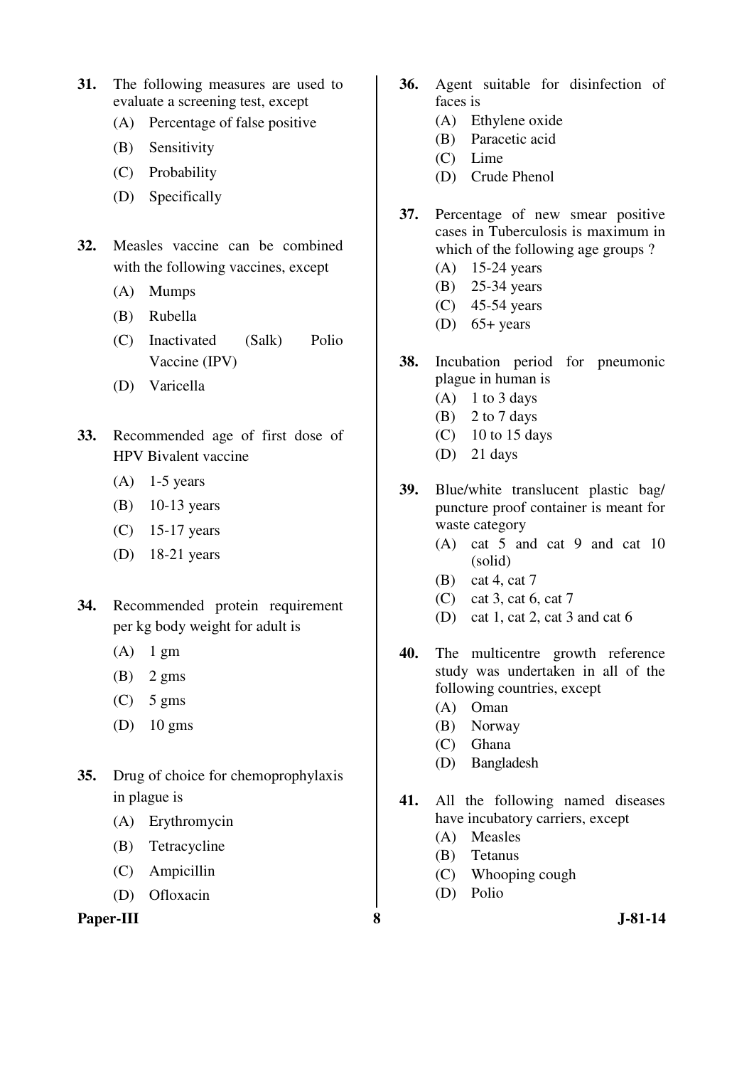31. The following measures are used to evaluate a screening test, except
    (A) Percentage of false positive
    (B) Sensitivity
    (C) Probability
    (D) Specifically

32. Measles vaccine can be combined with the following vaccines, except
    (A) Mumps
    (B) Rubella
    (C) Inactivated (Salk) Polio Vaccine (IPV)
    (D) Varicella

33. Recommended age of first dose of HPV Bivalent vaccine
    (A) 1-5 years
    (B) 10-13 years
    (C) 15-17 years
    (D) 18-21 years

34. Recommended protein requirement per kg body weight for adult is
    (A) 1 gm
    (B) 2 gms
    (C) 5 gms
    (D) 10 gms

35. Drug of choice for chemoprophylaxis in plague is
    (A) Erythromycin
    (B) Tetracycline
    (C) Ampicillin
    (D) Ofloxacin

36. Agent suitable for disinfection of faces is
    (A) Ethylene oxide
    (B) Paracetic acid
    (C) Lime
    (D) Crude Phenol

37. Percentage of new smear positive cases in Tuberculosis is maximum in which of the following age groups ?
    (A) 15-24 years
    (B) 25-34 years
    (C) 45-54 years
    (D) 65+ years

38. Incubation period for pneumonic plague in human is
    (A) 1 to 3 days
    (B) 2 to 7 days
    (C) 10 to 15 days
    (D) 21 days

39. Blue/white translucent plastic bag/ puncture proof container is meant for waste category
    (A) cat 5 and cat 9 and cat 10 (solid)
    (B) cat 4, cat 7
    (C) cat 3, cat 6, cat 7
    (D) cat 1, cat 2, cat 3 and cat 6

40. The multicentre growth reference study was undertaken in all of the following countries, except
    (A) Oman
    (B) Norway
    (C) Ghana
    (D) Bangladesh

41. All the following named diseases have incubatory carriers, except
    (A) Measles
    (B) Tetanus
    (C) Whooping cough
    (D) Polio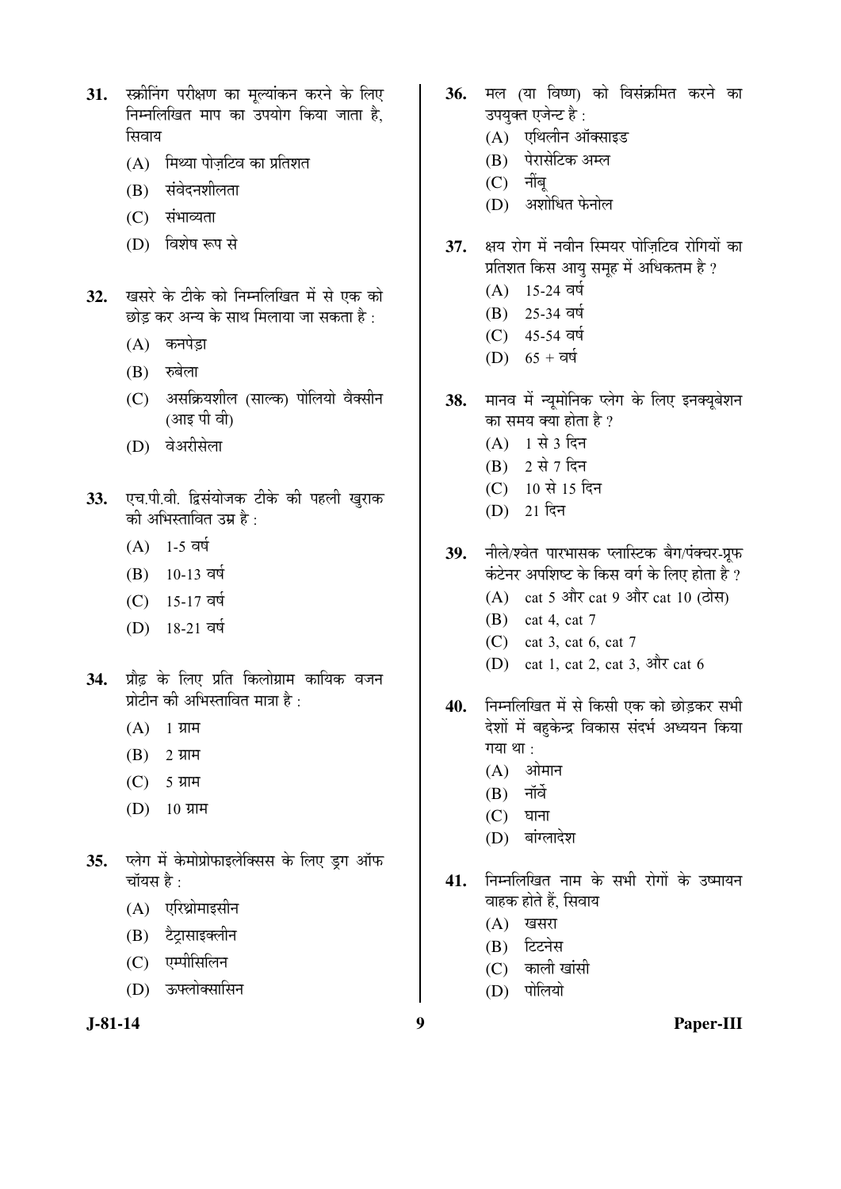31. स्क्रीनिंग परीक्षण का मूल्यांकन करने के लिए निम्नलिखित माप का उपयोग किया जाता है, सिवाय

   (A) मिथ्या पोज़टिव का प्रतिशत
   (B) संवेदनशीलता
   (C) संभाव्यता
   (D) विशेष रूप से

32. खसरे के टीके को निम्नलिखित में से एक को छोड़ कर अन्य के साथ मिलाया जा सकता है :

   (A) कनपेड़ा
   (B) रुबेला
   (C) असक्रियशील (साल्क) पोलियो वैक्सीन (आइ पी वी)
   (D) वेअरीसेला

33. एच.पी.वी. द्विसंयोजक टीके की पहली खुराक की अभिस्तावित उम्र है :

   (A) 1-5 वर्ष
   (B) 10-13 वर्ष
   (C) 15-17 वर्ष
   (D) 18-21 वर्ष

34. प्रौढ़ के लिए प्रति किलोग्राम कायिक वजन प्रोटीन की अभिस्तावित मात्रा है :

   (A) 1 ग्राम
   (B) 2 ग्राम
   (C) 5 ग्राम
   (D) 10 ग्राम

35. प्लेग में केमोप्रोफाइलेक्सिस के लिए ड्रग ऑफ चॉयस है :

   (A) एरिथ्रोमाइसीन
   (B) टैट्रासाइक्लीन
   (C) एम्पीसिलिन
   (D) ऊफ्लोक्सासिन

36. मल (या विष्ण) को विसंक्रमित करने का उपयुक्त एजेन्ट है :

   (A) एथिलीन ऑक्साइड
   (B) पेरासेटिक अम्ल
   (C) नींबू
   (D) अशोधित फेनोल

37. क्षय रोग में नवीन स्मियर पोज़िटिव रोगियों का प्रतिशत किस आयु समूह में अधिकतम है ?

   (A) 15-24 वर्ष
   (B) 25-34 वर्ष
   (C) 45-54 वर्ष
   (D) 65 + वर्ष

38. मानव में न्यूमोनिक प्लेग के लिए इनक्यूबेशन का समय क्या होता है ?

   (A) 1 से 3 दिन
   (B) 2 से 7 दिन
   (C) 10 से 15 दिन
   (D) 21 दिन

39. नीले/श्वेत पारभासक प्लास्टिक बैग/पंक्चर-प्रूफ कंटेनर अपशिष्ट के किस वर्ग के लिए होता है ?

   (A) cat 5 और cat 9 और cat 10 (ठोस)
   (B) cat 4, cat 7
   (C) cat 3, cat 6, cat 7
   (D) cat 1, cat 2, cat 3, और cat 6

40. निम्नलिखित में से किसी एक को छोड़कर सभी देशों में बहुकेन्द्र विकास संदर्भ अध्ययन किया गया था :

   (A) ओमान
   (B) नॉर्वे
   (C) घाना
   (D) बांग्लादेश

41. निम्नलिखित नाम के सभी रोगों के उष्मायन वाहक होते हैं, सिवाय

   (A) खसरा
   (B) टिटनेस
   (C) काली खांसी
   (D) पोलियो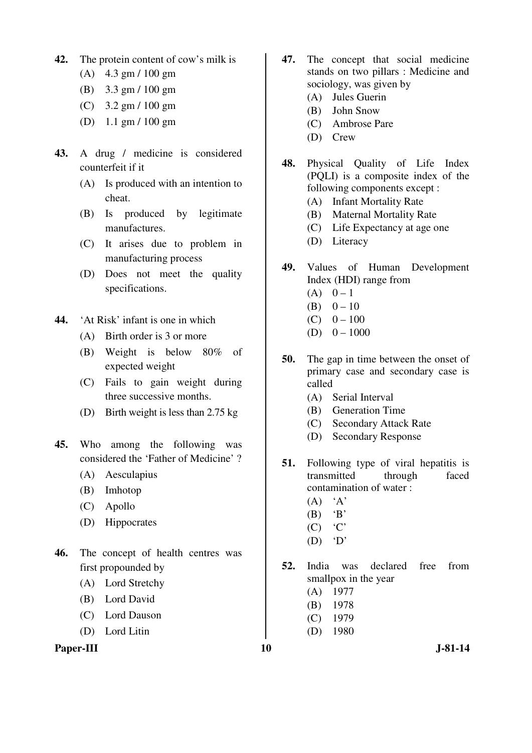42. The protein content of cow's milk is
    (A) 4.3 gm / 100 gm
    (B) 3.3 gm / 100 gm
    (C) 3.2 gm / 100 gm
    (D) 1.1 gm / 100 gm

43. A drug / medicine is considered counterfeit if it
    (A) Is produced with an intention to cheat.
    (B) Is produced by legitimate manufactures.
    (C) It arises due to problem in manufacturing process
    (D) Does not meet the quality specifications.

44. 'At Risk' infant is one in which
    (A) Birth order is 3 or more
    (B) Weight is below 80% of expected weight
    (C) Fails to gain weight during three successive months.
    (D) Birth weight is less than 2.75 kg

45. Who among the following was considered the 'Father of Medicine' ?
    (A) Aesculapius
    (B) Imhotop
    (C) Apollo
    (D) Hippocrates

46. The concept of health centres was first propounded by
    (A) Lord Stretchy
    (B) Lord David
    (C) Lord Dauson
    (D) Lord Litin

47. The concept that social medicine stands on two pillars : Medicine and sociology, was given by
    (A) Jules Guerin
    (B) John Snow
    (C) Ambrose Pare
    (D) Crew

48. Physical Quality of Life Index (PQLI) is a composite index of the following components except :
    (A) Infant Mortality Rate
    (B) Maternal Mortality Rate
    (C) Life Expectancy at age one
    (D) Literacy

49. Values of Human Development Index (HDI) range from
    (A) 0 – 1
    (B) 0 – 10
    (C) 0 – 100
    (D) 0 – 1000

50. The gap in time between the onset of primary case and secondary case is called
    (A) Serial Interval
    (B) Generation Time
    (C) Secondary Attack Rate
    (D) Secondary Response

51. Following type of viral hepatitis is transmitted through faced contamination of water :
    (A) 'A'
    (B) 'B'
    (C) 'C'
    (D) 'D'

52. India was declared free from smallpox in the year
    (A) 1977
    (B) 1978
    (C) 1979
    (D) 1980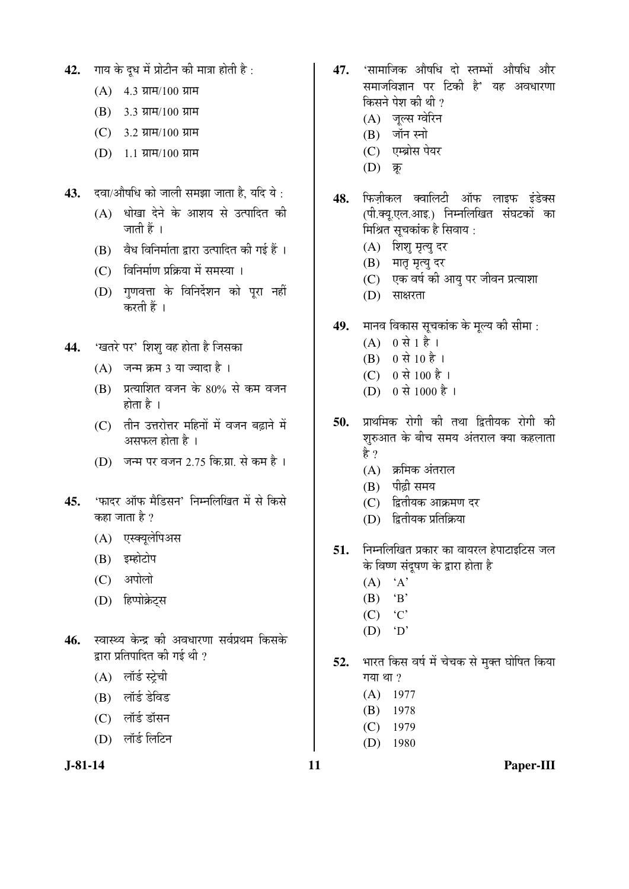42. गाय के दूध में प्रोटीन की मात्रा होती है :

(A) 4.3 ग्राम/100 ग्राम

(B) 3.3 ग्राम/100 ग्राम

(C) 3.2 ग्राम/100 ग्राम

(D) 1.1 ग्राम/100 ग्राम

43. दवा/औषधि को जाली समझा जाता है, यदि ये :

(A) धोखा देने के आशय से उत्पादित की जाती हैं ।

(B) वैध विनिर्माता द्वारा उत्पादित की गई हैं ।

(C) विनिर्माण प्रक्रिया में समस्या ।

(D) गुणवत्ता के विनिर्देशन को पूरा नहीं करती हैं ।

44. 'खतरे पर' शिशु वह होता है जिसका

(A) जन्म क्रम 3 या ज्यादा है ।

(B) प्रत्याशित वजन के 80% से कम वजन होता है ।

(C) तीन उत्तरोत्तर महिनों में वजन बढ़ाने में असफल होता है ।

(D) जन्म पर वजन 2.75 कि.ग्रा. से कम है ।

45. 'फादर ऑफ मैडिसन' निम्नलिखित में से किसे कहा जाता है ?

(A) एस्क्यूलेपिअस

(B) इम्होटोप

(C) अपोलो

(D) हिप्पोक्रेट्स

46. स्वास्थ्य केन्द्र की अवधारणा सर्वप्रथम किसके द्वारा प्रतिपादित की गई थी ?

(A) लॉर्ड स्ट्रेची

(B) लॉर्ड डेविड

(C) लॉर्ड डॉसन

(D) लॉर्ड लिटिन

47. 'सामाजिक औषधि दो स्तम्भों औषधि और समाजविज्ञान पर टिकी है' यह अवधारणा किसने पेश की थी ?

(A) जूल्स ग्वेरिन

(B) जॉन स्नो

(C) एम्ब्रोस पेयर

(D) क्रू

48. फिज़ीकल क्वालिटी ऑफ लाइफ इंडेक्स (पी.क्यू.एल.आइ.) निम्नलिखित संघटकों का मिश्रित सूचकांक है सिवाय :

(A) शिशु मृत्यु दर

(B) मातृ मृत्यु दर

(C) एक वर्ष की आयु पर जीवन प्रत्याशा

(D) साक्षरता

49. मानव विकास सूचकांक के मूल्य की सीमा :

(A) 0 से 1 है ।

(B) 0 से 10 है ।

(C) 0 से 100 है ।

(D) 0 से 1000 है ।

50. प्राथमिक रोगी की तथा द्वितीयक रोगी की शुरुआत के बीच समय अंतराल क्या कहलाता है ?

(A) क्रमिक अंतराल

(B) पीढ़ी समय

(C) द्वितीयक आक्रमण दर

(D) द्वितीयक प्रतिक्रिया

51. निम्नलिखित प्रकार का वायरल हेपाटाइटिस जल के विष्ण संदूषण के द्वारा होता है

(A) 'A'

(B) 'B'

(C) 'C'

(D) 'D'

52. भारत किस वर्ष में चेचक से मुक्त घोषित किया गया था ?

(A) 1977

(B) 1978

(C) 1979

(D) 1980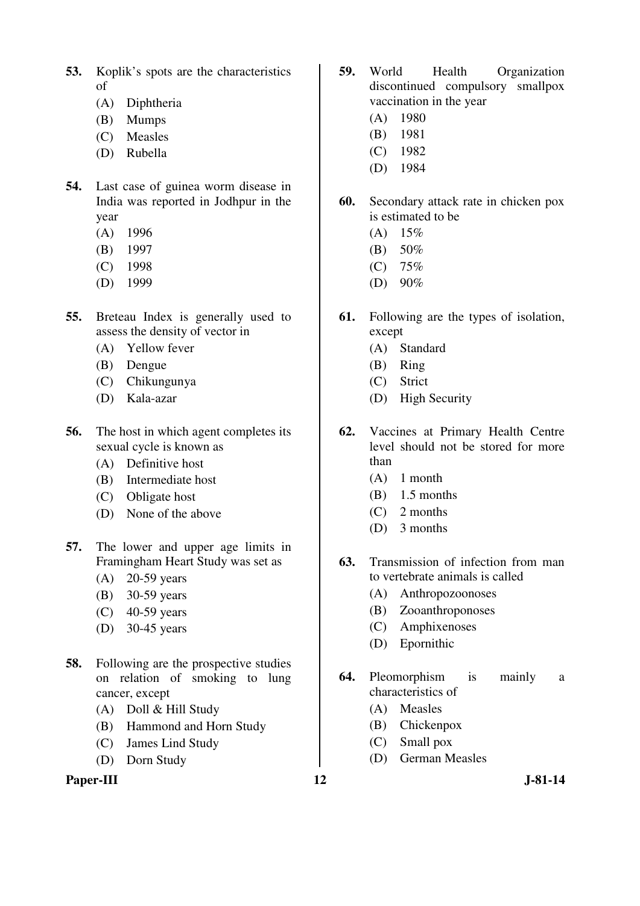**53.** Koplik's spots are the characteristics of

(A) Diphtheria
(B) Mumps
(C) Measles
(D) Rubella

**54.** Last case of guinea worm disease in India was reported in Jodhpur in the year

(A) 1996
(B) 1997
(C) 1998
(D) 1999

**55.** Breteau Index is generally used to assess the density of vector in

(A) Yellow fever
(B) Dengue
(C) Chikungunya
(D) Kala-azar

**56.** The host in which agent completes its sexual cycle is known as

(A) Definitive host
(B) Intermediate host
(C) Obligate host
(D) None of the above

**57.** The lower and upper age limits in Framingham Heart Study was set as

(A) 20-59 years
(B) 30-59 years
(C) 40-59 years
(D) 30-45 years

**58.** Following are the prospective studies on relation of smoking to lung cancer, except

(A) Doll & Hill Study
(B) Hammond and Horn Study
(C) James Lind Study
(D) Dorn Study

**59.** World Health Organization discontinued compulsory smallpox vaccination in the year

(A) 1980
(B) 1981
(C) 1982
(D) 1984

**60.** Secondary attack rate in chicken pox is estimated to be

(A) 15%
(B) 50%
(C) 75%
(D) 90%

**61.** Following are the types of isolation, except

(A) Standard
(B) Ring
(C) Strict
(D) High Security

**62.** Vaccines at Primary Health Centre level should not be stored for more than

(A) 1 month
(B) 1.5 months
(C) 2 months
(D) 3 months

**63.** Transmission of infection from man to vertebrate animals is called

(A) Anthropozoonoses
(B) Zooanthroponoses
(C) Amphixenoses
(D) Epornithic

**64.** Pleomorphism is mainly a characteristics of

(A) Measles
(B) Chickenpox
(C) Small pox
(D) German Measles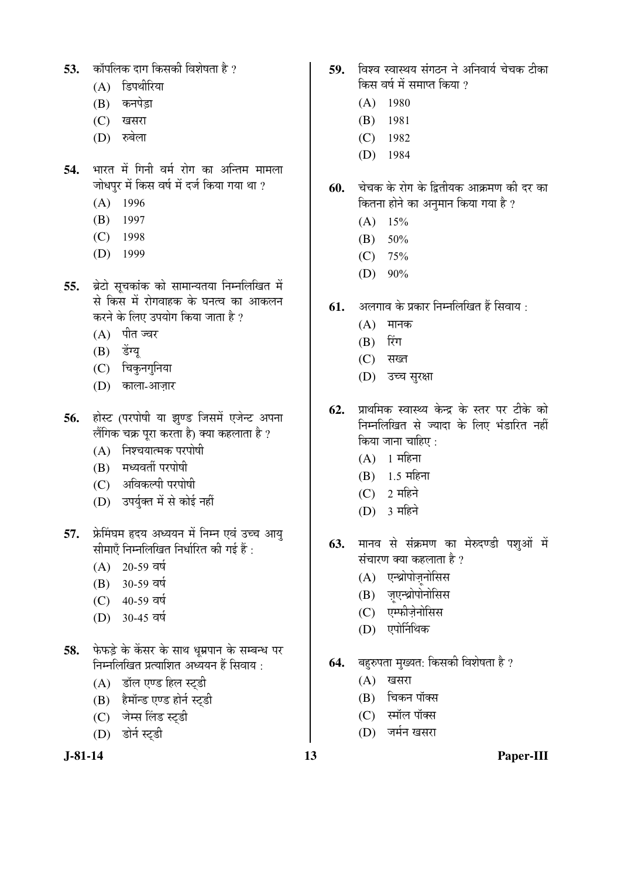53. कॉपलिक दाग किसकी विशेषता है ?
    (A) डिपथीरिया
    (B) कनपेड़ा
    (C) खसरा
    (D) रुबेला

54. भारत में गिनी वर्म रोग का अन्तिम मामला जोधपुर में किस वर्ष में दर्ज किया गया था ?
    (A) 1996
    (B) 1997
    (C) 1998
    (D) 1999

55. ब्रेटो सूचकांक को सामान्यतया निम्नलिखित में से किस में रोगवाहक के घनत्व का आकलन करने के लिए उपयोग किया जाता है ?
    (A) पीत ज्वर
    (B) डेंग्यू
    (C) चिकुनगुनिया
    (D) काला-आज़ार

56. होस्ट (परपोषी या झुण्ड जिसमें एजेन्ट अपना लैंगिक चक्र पूरा करता है) क्या कहलाता है ?
    (A) निश्चयात्मक परपोषी
    (B) मध्यवर्ती परपोषी
    (C) अविकल्पी परपोषी
    (D) उपर्युक्त में से कोई नहीं

57. फ्रेमिंघम हृदय अध्ययन में निम्न एवं उच्च आयु सीमाएँ निम्नलिखित निर्धारित की गई हैं :
    (A) 20-59 वर्ष
    (B) 30-59 वर्ष
    (C) 40-59 वर्ष
    (D) 30-45 वर्ष

58. फेफड़े के केंसर के साथ धूम्रपान के सम्बन्ध पर निम्नलिखित प्रत्याशित अध्ययन हैं सिवाय :
    (A) डॉल एण्ड हिल स्ट्डी
    (B) हैमॉन्ड एण्ड होर्न स्ट्डी
    (C) जेम्स लिंड स्ट्डी
    (D) डोर्न स्ट्डी

59. विश्व स्वास्थ्य संगठन ने अनिवार्य चेचक टीका किस वर्ष में समाप्त किया ?
    (A) 1980
    (B) 1981
    (C) 1982
    (D) 1984

60. चेचक के रोग के द्वितीयक आक्रमण की दर का कितना होने का अनुमान किया गया है ?
    (A) 15%
    (B) 50%
    (C) 75%
    (D) 90%

61. अलगाव के प्रकार निम्नलिखित हैं सिवाय :
    (A) मानक
    (B) रिंग
    (C) सख्त
    (D) उच्च सुरक्षा

62. प्राथमिक स्वास्थ्य केन्द्र के स्तर पर टीके को निम्नलिखित से ज्यादा के लिए भंडारित नहीं किया जाना चाहिए :
    (A) 1 महिना
    (B) 1.5 महिना
    (C) 2 महिने
    (D) 3 महिने

63. मानव से संक्रमण का मेरुदण्डी पशुओं में संचारण क्या कहलाता है ?
    (A) एन्थ्रोपोज़ूनोसिस
    (B) ज़ूएन्थ्रोपोनोसिस
    (C) एम्फीज़ेनोसिस
    (D) एपोर्निथिक

64. बहुरुपता मुख्यत: किसकी विशेषता है ?
    (A) खसरा
    (B) चिकन पॉक्स
    (C) स्मॉल पॉक्स
    (D) जर्मन खसरा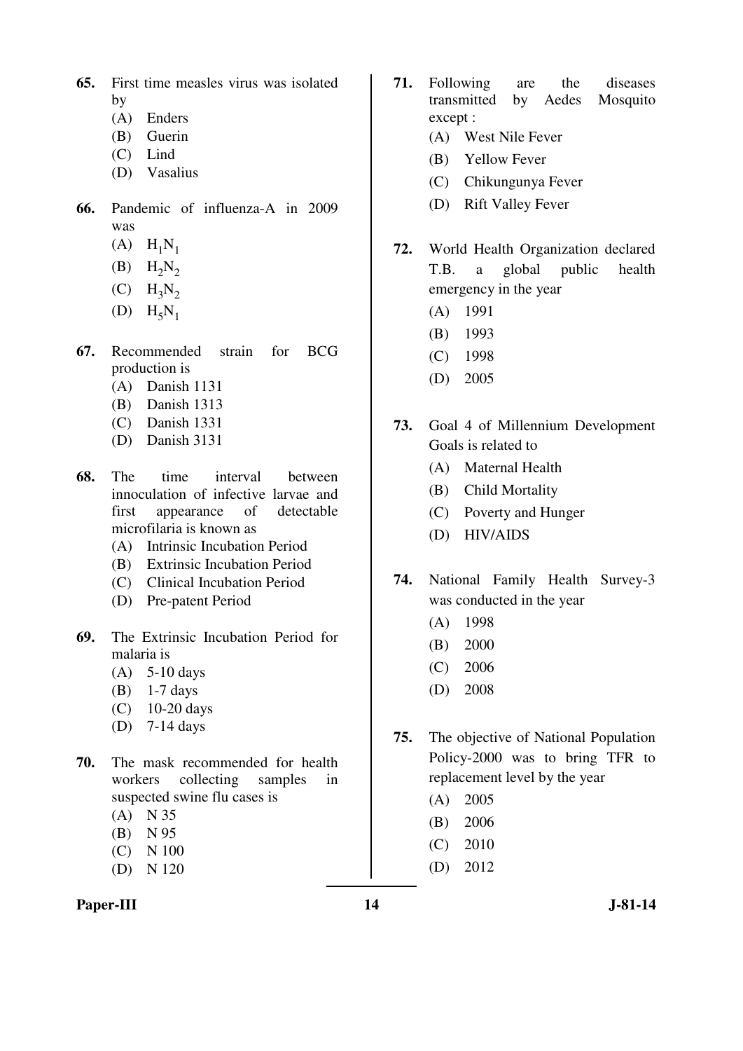**65.** First time measles virus was isolated by

(A) Enders
(B) Guerin
(C) Lind
(D) Vasalius

**66.** Pandemic of influenza-A in 2009 was

(A) $H_1N_1$
(B) $H_2N_2$
(C) $H_3N_2$
(D) $H_5N_1$

**67.** Recommended strain for BCG production is

(A) Danish 1131
(B) Danish 1313
(C) Danish 1331
(D) Danish 3131

**68.** The time interval between innoculation of infective larvae and first appearance of detectable microfilaria is known as

(A) Intrinsic Incubation Period
(B) Extrinsic Incubation Period
(C) Clinical Incubation Period
(D) Pre-patent Period

**69.** The Extrinsic Incubation Period for malaria is

(A) 5-10 days
(B) 1-7 days
(C) 10-20 days
(D) 7-14 days

**70.** The mask recommended for health workers collecting samples in suspected swine flu cases is

(A) N 35
(B) N 95
(C) N 100
(D) N 120

**71.** Following are the diseases transmitted by Aedes Mosquito except :

(A) West Nile Fever
(B) Yellow Fever
(C) Chikungunya Fever
(D) Rift Valley Fever

**72.** World Health Organization declared T.B. a global public health emergency in the year

(A) 1991
(B) 1993
(C) 1998
(D) 2005

**73.** Goal 4 of Millennium Development Goals is related to

(A) Maternal Health
(B) Child Mortality
(C) Poverty and Hunger
(D) HIV/AIDS

**74.** National Family Health Survey-3 was conducted in the year

(A) 1998
(B) 2000
(C) 2006
(D) 2008

**75.** The objective of National Population Policy-2000 was to bring TFR to replacement level by the year

(A) 2005
(B) 2006
(C) 2010
(D) 2012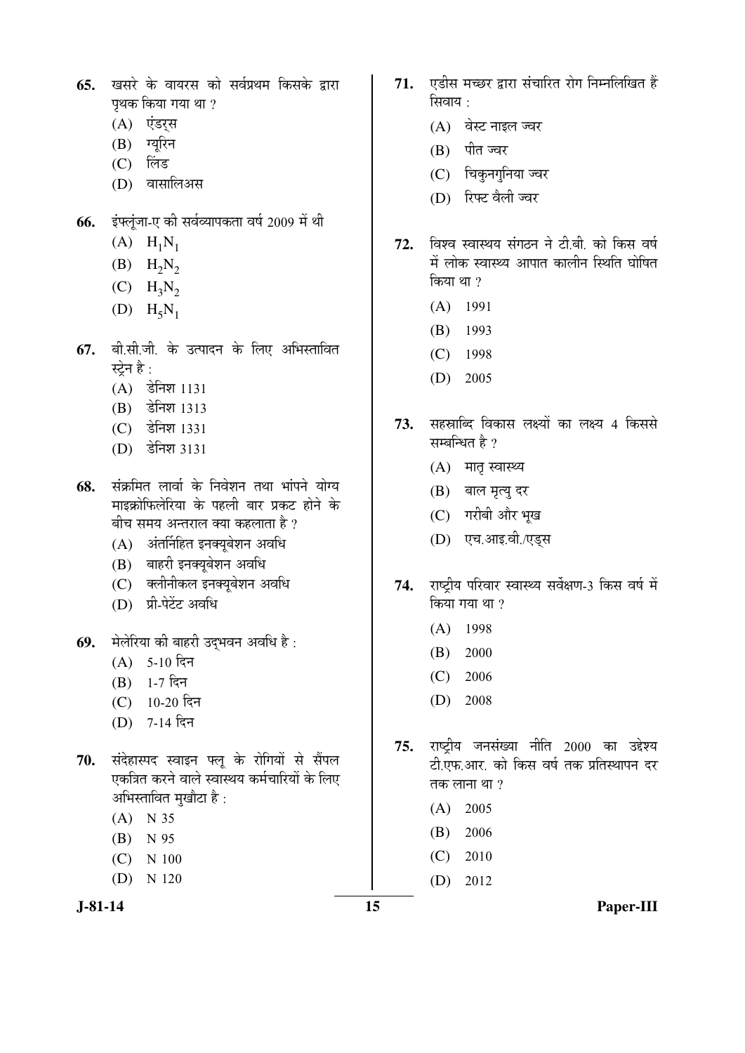65. खसरे के वायरस को सर्वप्रथम किसके द्वारा पृथक किया गया था ?
   (A) एंडर्स
   (B) ग्युरिन
   (C) लिंड
   (D) वासालिअस

66. इंफ्लूंजा-ए की सर्वव्यापकता वर्ष 2009 में थी
   (A) $H_1N_1$
   (B) $H_2N_2$
   (C) $H_3N_2$
   (D) $H_5N_1$

67. बी.सी.जी. के उत्पादन के लिए अभिस्तावित स्ट्रेन है :
   (A) डेनिश 1131
   (B) डेनिश 1313
   (C) डेनिश 1331
   (D) डेनिश 3131

68. संक्रमित लार्वा के निवेशन तथा भांपने योग्य माइक्रोफिलेरिया के पहली बार प्रकट होने के बीच समय अन्तराल क्या कहलाता है ?
   (A) अंतर्निहित इनक्यूबेशन अवधि
   (B) बाहरी इनक्यूबेशन अवधि
   (C) क्लीनीकल इनक्यूबेशन अवधि
   (D) प्री-पेटेंट अवधि

69. मेलेरिया की बाहरी उद्भवन अवधि है :
   (A) 5-10 दिन
   (B) 1-7 दिन
   (C) 10-20 दिन
   (D) 7-14 दिन

70. संदेहास्पद स्वाइन फ्लू के रोगियों से सैंपल एकत्रित करने वाले स्वास्थ्य कर्मचारियों के लिए अभिस्तावित मुखौटा है :
   (A) N 35
   (B) N 95
   (C) N 100
   (D) N 120

71. एडीस मच्छर द्वारा संचारित रोग निम्नलिखित हैं सिवाय :
   (A) वेस्ट नाइल ज्वर
   (B) पीत ज्वर
   (C) चिकुनगुनिया ज्वर
   (D) रिफ्ट वैली ज्वर

72. विश्व स्वास्थ्य संगठन ने टी.बी. को किस वर्ष में लोक स्वास्थ्य आपात कालीन स्थिति घोषित किया था ?
   (A) 1991
   (B) 1993
   (C) 1998
   (D) 2005

73. सहस्राब्दि विकास लक्ष्यों का लक्ष्य 4 किससे सम्बन्धित है ?
   (A) मातृ स्वास्थ्य
   (B) बाल मृत्यु दर
   (C) गरीबी और भूख
   (D) एच.आइ.वी./एड्स

74. राष्ट्रीय परिवार स्वास्थ्य सर्वेक्षण-3 किस वर्ष में किया गया था ?
   (A) 1998
   (B) 2000
   (C) 2006
   (D) 2008

75. राष्ट्रीय जनसंख्या नीति 2000 का उद्देश्य टी.एफ.आर. को किस वर्ष तक प्रतिस्थापन दर तक लाना था ?
   (A) 2005
   (B) 2006
   (C) 2010
   (D) 2012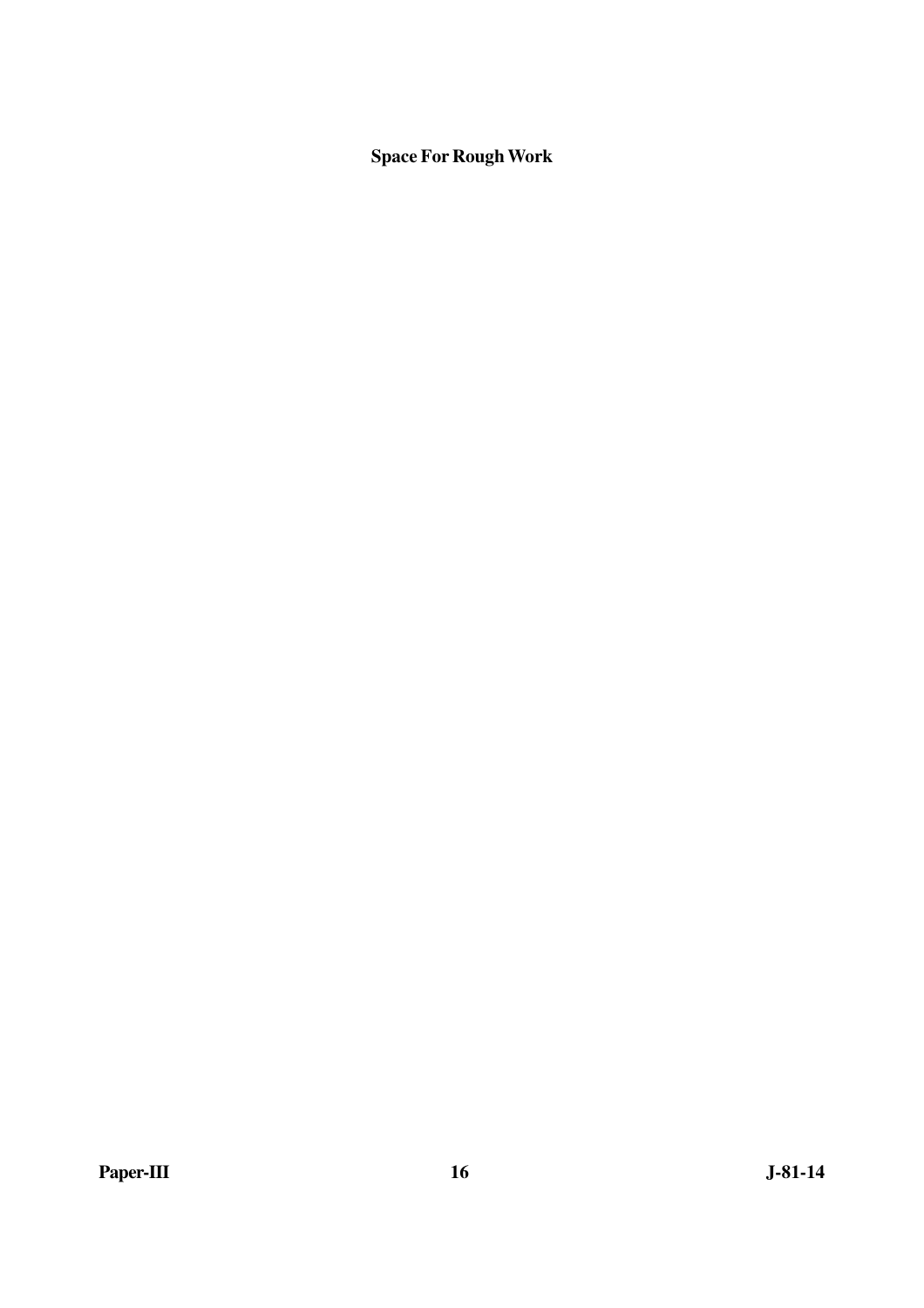**Space For Rough Work**